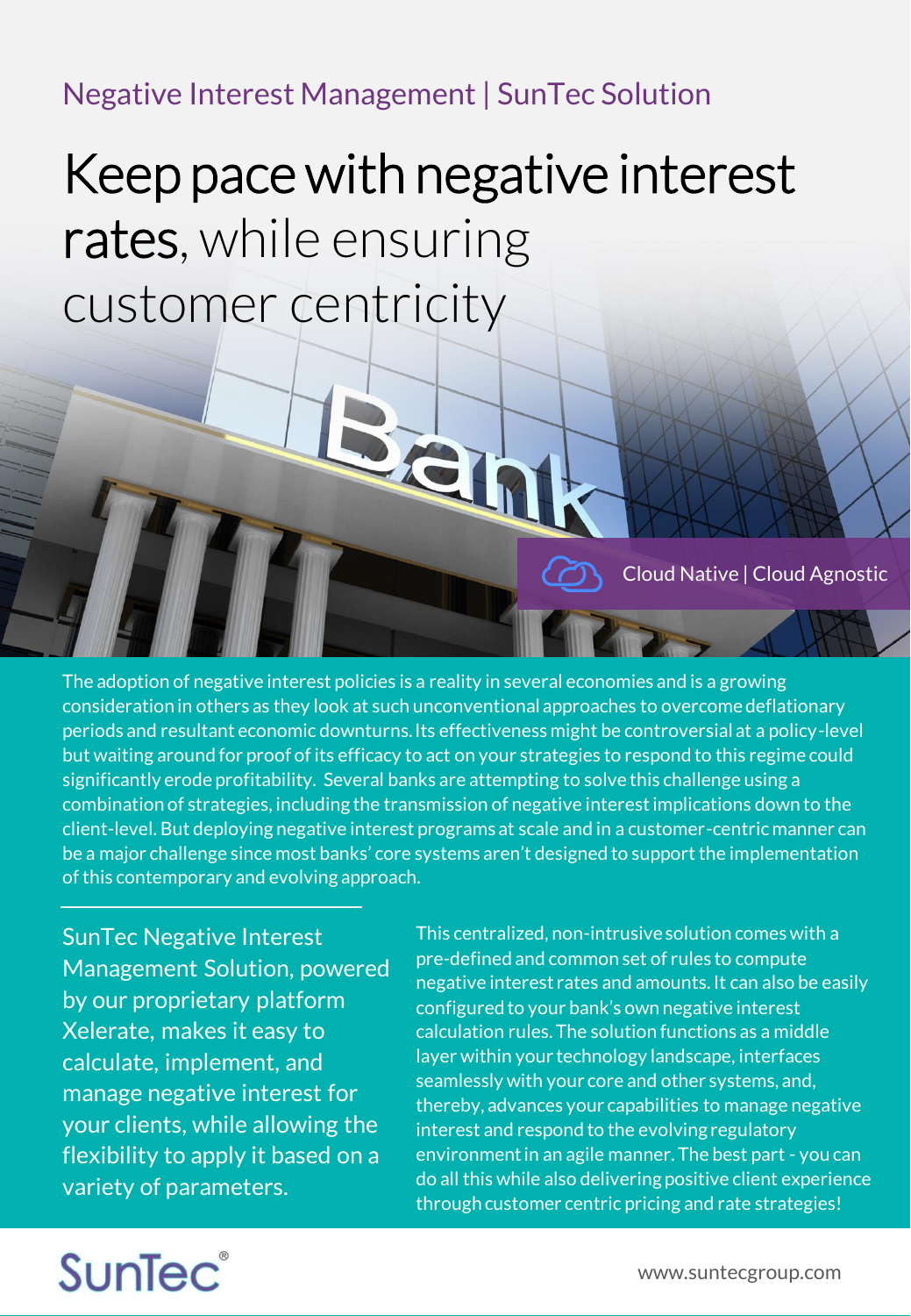Negative Interest Management | SunTec Solution

# Keep pace with negative interest rates, while ensuring customer centricity

Cloud Native | Cloud Agnostic

The adoption of negative interest policies is a reality in several economies and is a growing consideration in others as they look at such unconventional approaches to overcome deflationary periods and resultant economic downturns. Its effectiveness might be controversial at a policy-level but waiting around for proof of its efficacy to act on your strategies to respond to this regime could significantly erode profitability. Several banks are attempting to solve this challenge using a combination of strategies, including the transmission of negative interest implications down to the client-level. But deploying negative interest programs at scale and in a customer-centric manner can be a major challenge since most banks' core systems aren't designed to support the implementation of this contemporary and evolving approach.

SunTec Negative Interest Management Solution, powered by our proprietary platform Xelerate, makes it easy to calculate, implement, and manage negative interest for your clients, while allowing the flexibility to apply it based on a variety of parameters.

This centralized, non-intrusive solution comes with a pre-defined and common set of rules to compute negative interest rates and amounts. It can also be easily configured to your bank's own negative interest calculation rules. The solution functions as a middle layer within your technology landscape, interfaces seamlessly with your core and other systems, and, thereby, advances your capabilities to manage negative interest and respond to the evolving regulatory environment in an agile manner. The best part - you can do all this while also delivering positive client experience through customer centric pricing and rate strategies!

SunTec®

www.suntecgroup.com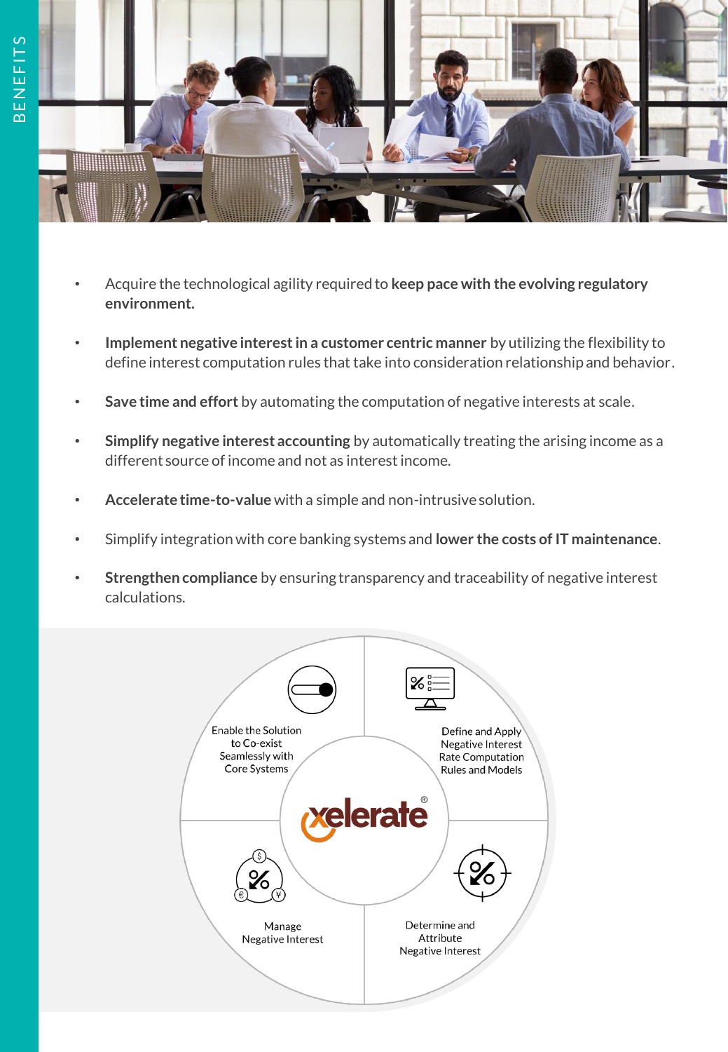# BENEFITS

- Acquire the technological agility required to **keep pace with the evolving regulatory environment.**
- **Implement negative interest in a customer centric manner** by utilizing the flexibility to define interest computation rules that take into consideration relationship and behavior.
- **Save time and effort** by automating the computation of negative interests at scale.
- **Simplify negative interest accounting** by automatically treating the arising income as a different source of income and not as interest income.
- **Accelerate time-to-value** with a simple and non-intrusive solution.
- Simplify integration with core banking systems and **lower the costs of IT maintenance**.
- **Strengthen compliance** by ensuring transparency and traceability of negative interest calculations.

xelerate®

- Enable the Solution to Co-exist Seamlessly with Core Systems
- Define and Apply Negative Interest Rate Computation Rules and Models
- Manage Negative Interest
- Determine and Attribute Negative Interest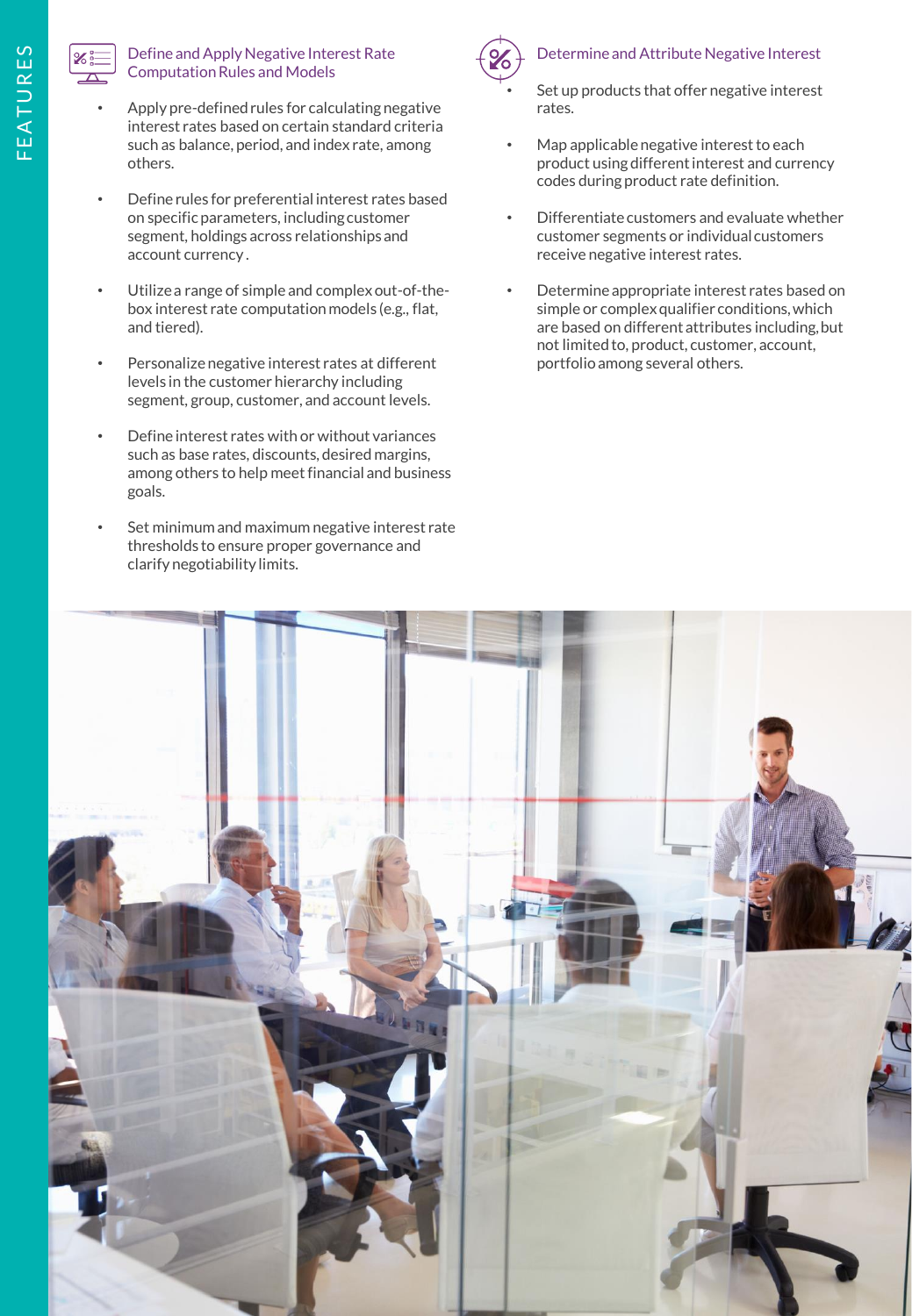# FEATURES

### Define and Apply Negative Interest Rate Computation Rules and Models

- Apply pre-defined rules for calculating negative interest rates based on certain standard criteria such as balance, period, and index rate, among others.
- Define rules for preferential interest rates based on specific parameters, including customer segment, holdings across relationships and account currency.
- Utilize a range of simple and complex out-of-the-box interest rate computation models (e.g., flat, and tiered).
- Personalize negative interest rates at different levels in the customer hierarchy including segment, group, customer, and account levels.
- Define interest rates with or without variances such as base rates, discounts, desired margins, among others to help meet financial and business goals.
- Set minimum and maximum negative interest rate thresholds to ensure proper governance and clarify negotiability limits.

### Determine and Attribute Negative Interest

- Set up products that offer negative interest rates.
- Map applicable negative interest to each product using different interest and currency codes during product rate definition.
- Differentiate customers and evaluate whether customer segments or individual customers receive negative interest rates.
- Determine appropriate interest rates based on simple or complex qualifier conditions, which are based on different attributes including, but not limited to, product, customer, account, portfolio among several others.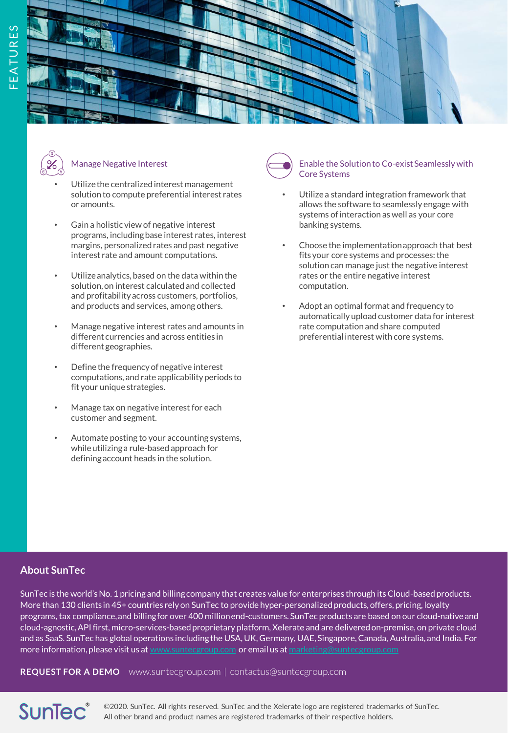FEATURES

### Manage Negative Interest

- Utilize the centralized interest management solution to compute preferential interest rates or amounts.
- Gain a holistic view of negative interest programs, including base interest rates, interest margins, personalized rates and past negative interest rate and amount computations.
- Utilize analytics, based on the data within the solution, on interest calculated and collected and profitability across customers, portfolios, and products and services, among others.
- Manage negative interest rates and amounts in different currencies and across entities in different geographies.
- Define the frequency of negative interest computations, and rate applicability periods to fit your unique strategies.
- Manage tax on negative interest for each customer and segment.
- Automate posting to your accounting systems, while utilizing a rule-based approach for defining account heads in the solution.

### Enable the Solution to Co-exist Seamlessly with Core Systems

- Utilize a standard integration framework that allows the software to seamlessly engage with systems of interaction as well as your core banking systems.
- Choose the implementation approach that best fits your core systems and processes: the solution can manage just the negative interest rates or the entire negative interest computation.
- Adopt an optimal format and frequency to automatically upload customer data for interest rate computation and share computed preferential interest with core systems.

## About SunTec

SunTec is the world's No. 1 pricing and billing company that creates value for enterprises through its Cloud-based products. More than 130 clients in 45+ countries rely on SunTec to provide hyper-personalized products, offers, pricing, loyalty programs, tax compliance, and billing for over 400 million end-customers. SunTec products are based on our cloud-native and cloud-agnostic, API first, micro-services-based proprietary platform, Xelerate and are delivered on-premise, on private cloud and as SaaS. SunTec has global operations including the USA, UK, Germany, UAE, Singapore, Canada, Australia, and India. For more information, please visit us at www.suntecgroup.com or email us at marketing@suntecgroup.com

**REQUEST FOR A DEMO** www.suntecgroup.com | contactus@suntecgroup.com

SunTec®

©2020. SunTec. All rights reserved. SunTec and the Xelerate logo are registered trademarks of SunTec. All other brand and product names are registered trademarks of their respective holders.